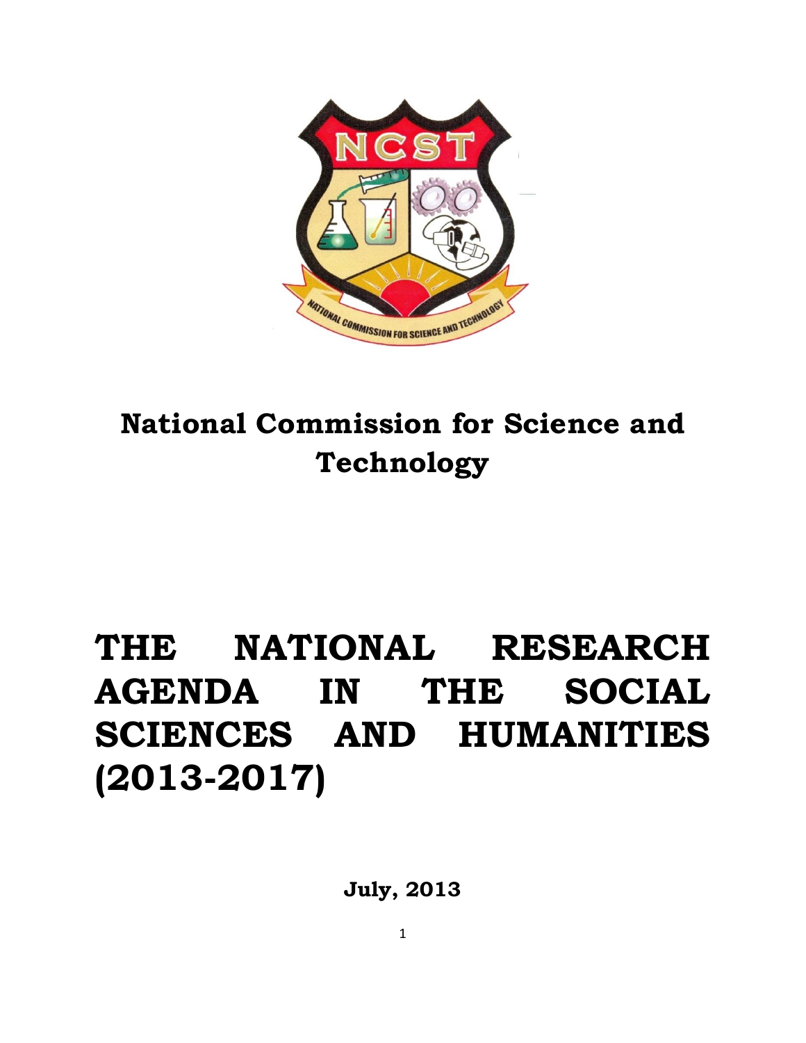**National Commission for Science and Technology**

# THE NATIONAL RESEARCH AGENDA IN THE SOCIAL SCIENCES AND HUMANITIES (2013-2017)

**July, 2013**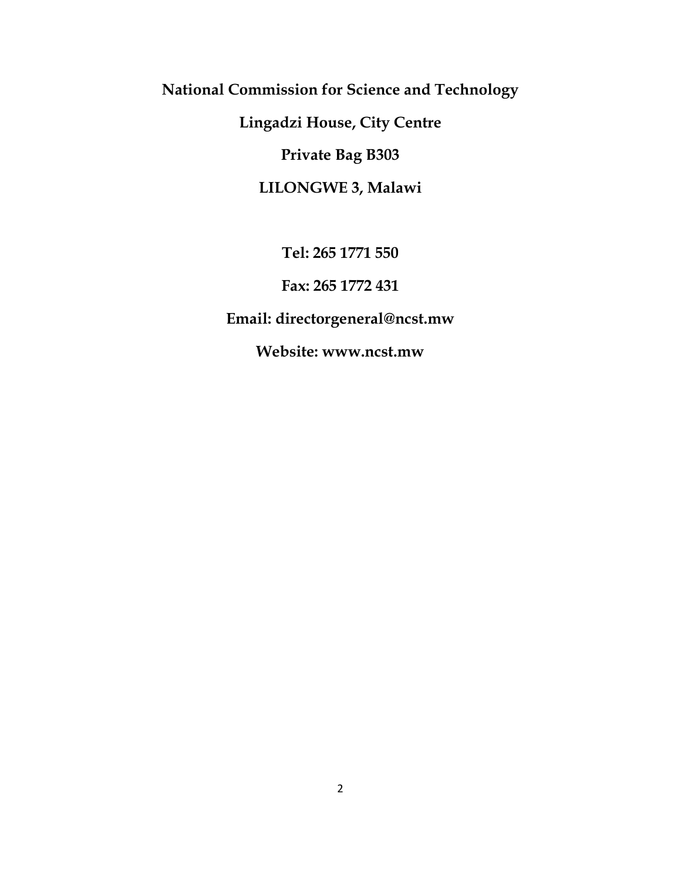**National Commission for Science and Technology**

**Lingadzi House, City Centre**

**Private Bag B303**

**LILONGWE 3, Malawi**

**Tel: 265 1771 550**

**Fax: 265 1772 431**

**Email: directorgeneral@ncst.mw**

**Website: www.ncst.mw**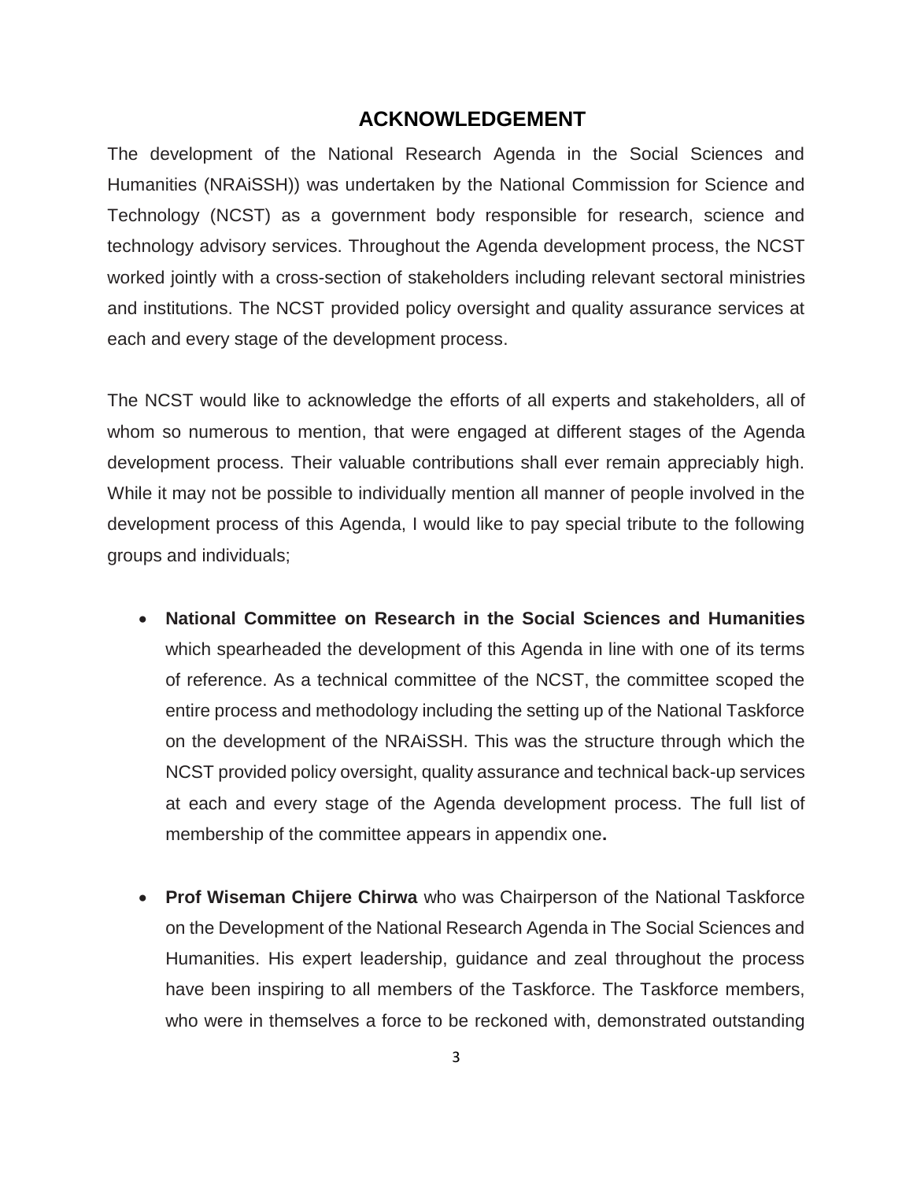# ACKNOWLEDGEMENT

The development of the National Research Agenda in the Social Sciences and Humanities (NRAiSSH)) was undertaken by the National Commission for Science and Technology (NCST) as a government body responsible for research, science and technology advisory services. Throughout the Agenda development process, the NCST worked jointly with a cross-section of stakeholders including relevant sectoral ministries and institutions. The NCST provided policy oversight and quality assurance services at each and every stage of the development process.

The NCST would like to acknowledge the efforts of all experts and stakeholders, all of whom so numerous to mention, that were engaged at different stages of the Agenda development process. Their valuable contributions shall ever remain appreciably high. While it may not be possible to individually mention all manner of people involved in the development process of this Agenda, I would like to pay special tribute to the following groups and individuals;

- **National Committee on Research in the Social Sciences and Humanities** which spearheaded the development of this Agenda in line with one of its terms of reference. As a technical committee of the NCST, the committee scoped the entire process and methodology including the setting up of the National Taskforce on the development of the NRAiSSH. This was the structure through which the NCST provided policy oversight, quality assurance and technical back-up services at each and every stage of the Agenda development process. The full list of membership of the committee appears in appendix one**.**

- **Prof Wiseman Chijere Chirwa** who was Chairperson of the National Taskforce on the Development of the National Research Agenda in The Social Sciences and Humanities. His expert leadership, guidance and zeal throughout the process have been inspiring to all members of the Taskforce. The Taskforce members, who were in themselves a force to be reckoned with, demonstrated outstanding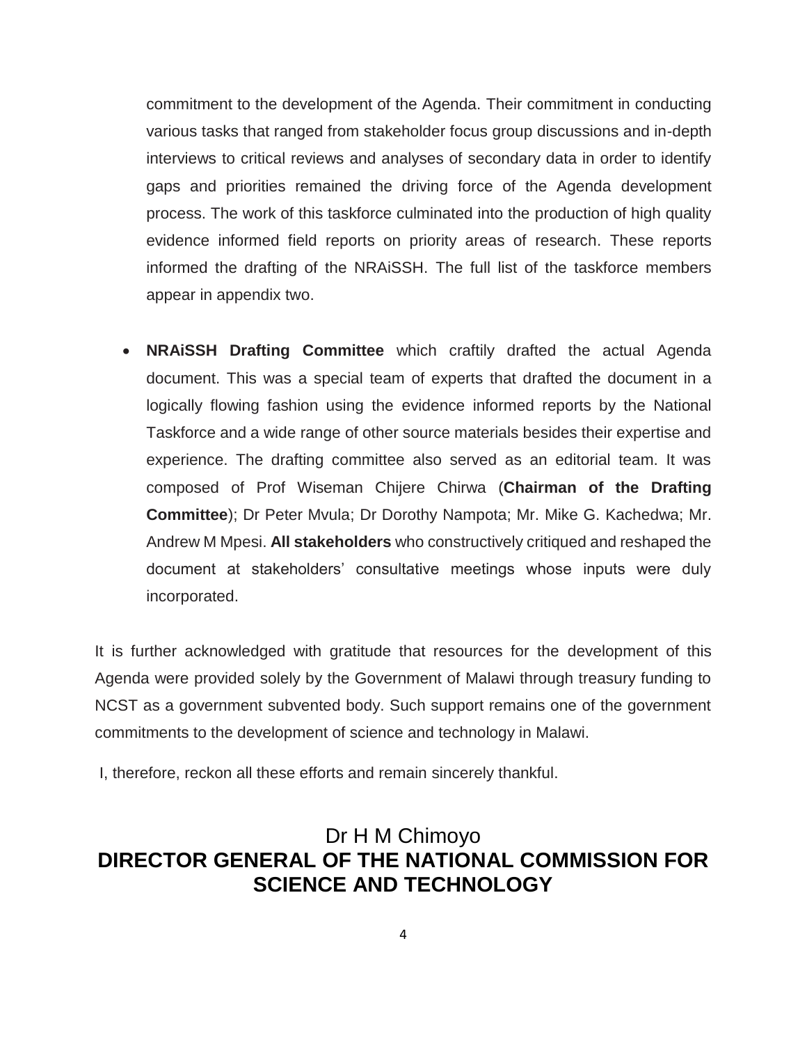commitment to the development of the Agenda. Their commitment in conducting various tasks that ranged from stakeholder focus group discussions and in-depth interviews to critical reviews and analyses of secondary data in order to identify gaps and priorities remained the driving force of the Agenda development process. The work of this taskforce culminated into the production of high quality evidence informed field reports on priority areas of research. These reports informed the drafting of the NRAiSSH. The full list of the taskforce members appear in appendix two.

- **NRAiSSH Drafting Committee** which craftily drafted the actual Agenda document. This was a special team of experts that drafted the document in a logically flowing fashion using the evidence informed reports by the National Taskforce and a wide range of other source materials besides their expertise and experience. The drafting committee also served as an editorial team. It was composed of Prof Wiseman Chijere Chirwa (**Chairman of the Drafting Committee**); Dr Peter Mvula; Dr Dorothy Nampota; Mr. Mike G. Kachedwa; Mr. Andrew M Mpesi. **All stakeholders** who constructively critiqued and reshaped the document at stakeholders' consultative meetings whose inputs were duly incorporated.

It is further acknowledged with gratitude that resources for the development of this Agenda were provided solely by the Government of Malawi through treasury funding to NCST as a government subvented body. Such support remains one of the government commitments to the development of science and technology in Malawi.

I, therefore, reckon all these efforts and remain sincerely thankful.

Dr H M Chimoyo

**DIRECTOR GENERAL OF THE NATIONAL COMMISSION FOR SCIENCE AND TECHNOLOGY**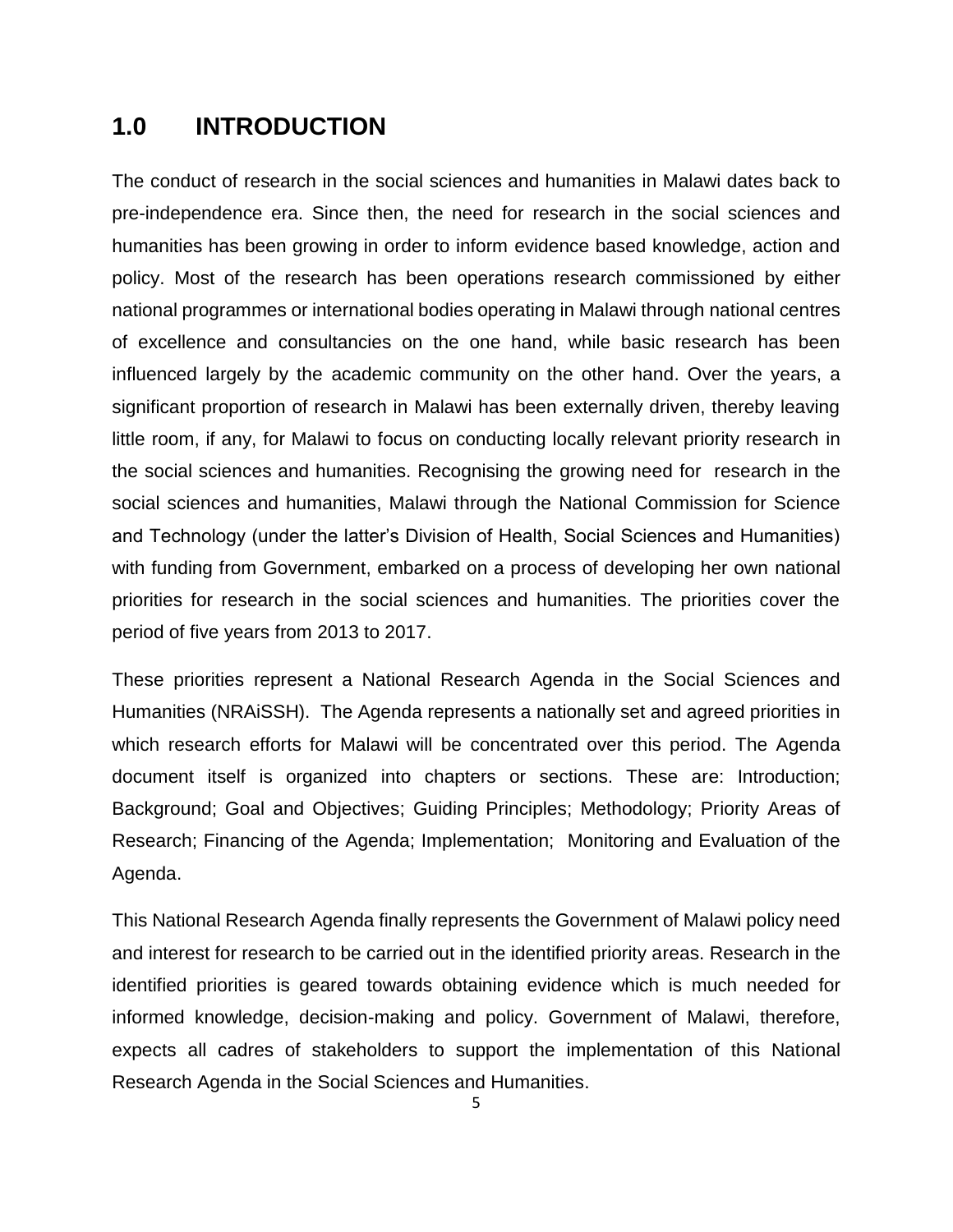# 1.0 INTRODUCTION

The conduct of research in the social sciences and humanities in Malawi dates back to pre-independence era. Since then, the need for research in the social sciences and humanities has been growing in order to inform evidence based knowledge, action and policy. Most of the research has been operations research commissioned by either national programmes or international bodies operating in Malawi through national centres of excellence and consultancies on the one hand, while basic research has been influenced largely by the academic community on the other hand. Over the years, a significant proportion of research in Malawi has been externally driven, thereby leaving little room, if any, for Malawi to focus on conducting locally relevant priority research in the social sciences and humanities. Recognising the growing need for research in the social sciences and humanities, Malawi through the National Commission for Science and Technology (under the latter's Division of Health, Social Sciences and Humanities) with funding from Government, embarked on a process of developing her own national priorities for research in the social sciences and humanities. The priorities cover the period of five years from 2013 to 2017.

These priorities represent a National Research Agenda in the Social Sciences and Humanities (NRAiSSH). The Agenda represents a nationally set and agreed priorities in which research efforts for Malawi will be concentrated over this period. The Agenda document itself is organized into chapters or sections. These are: Introduction; Background; Goal and Objectives; Guiding Principles; Methodology; Priority Areas of Research; Financing of the Agenda; Implementation; Monitoring and Evaluation of the Agenda.

This National Research Agenda finally represents the Government of Malawi policy need and interest for research to be carried out in the identified priority areas. Research in the identified priorities is geared towards obtaining evidence which is much needed for informed knowledge, decision-making and policy. Government of Malawi, therefore, expects all cadres of stakeholders to support the implementation of this National Research Agenda in the Social Sciences and Humanities.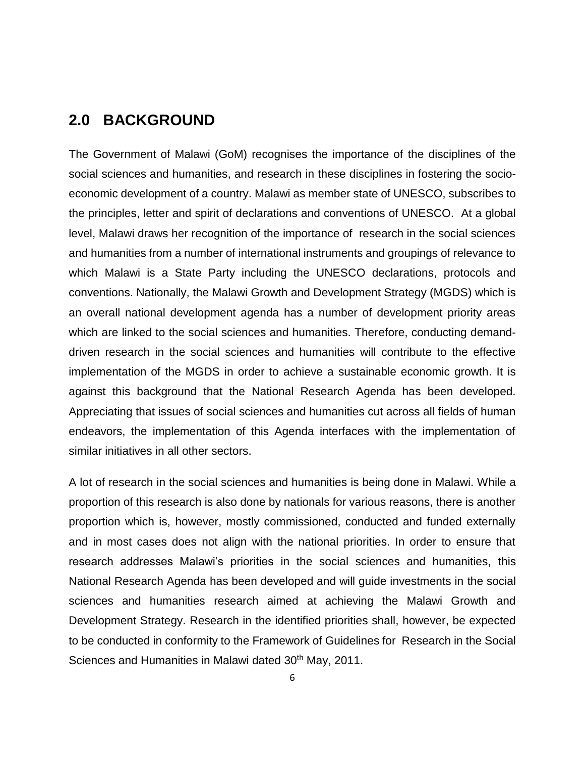## 2.0 BACKGROUND

The Government of Malawi (GoM) recognises the importance of the disciplines of the social sciences and humanities, and research in these disciplines in fostering the socio-economic development of a country. Malawi as member state of UNESCO, subscribes to the principles, letter and spirit of declarations and conventions of UNESCO. At a global level, Malawi draws her recognition of the importance of research in the social sciences and humanities from a number of international instruments and groupings of relevance to which Malawi is a State Party including the UNESCO declarations, protocols and conventions. Nationally, the Malawi Growth and Development Strategy (MGDS) which is an overall national development agenda has a number of development priority areas which are linked to the social sciences and humanities. Therefore, conducting demand-driven research in the social sciences and humanities will contribute to the effective implementation of the MGDS in order to achieve a sustainable economic growth. It is against this background that the National Research Agenda has been developed. Appreciating that issues of social sciences and humanities cut across all fields of human endeavors, the implementation of this Agenda interfaces with the implementation of similar initiatives in all other sectors.

A lot of research in the social sciences and humanities is being done in Malawi. While a proportion of this research is also done by nationals for various reasons, there is another proportion which is, however, mostly commissioned, conducted and funded externally and in most cases does not align with the national priorities. In order to ensure that research addresses Malawi's priorities in the social sciences and humanities, this National Research Agenda has been developed and will guide investments in the social sciences and humanities research aimed at achieving the Malawi Growth and Development Strategy. Research in the identified priorities shall, however, be expected to be conducted in conformity to the Framework of Guidelines for Research in the Social Sciences and Humanities in Malawi dated 30th May, 2011.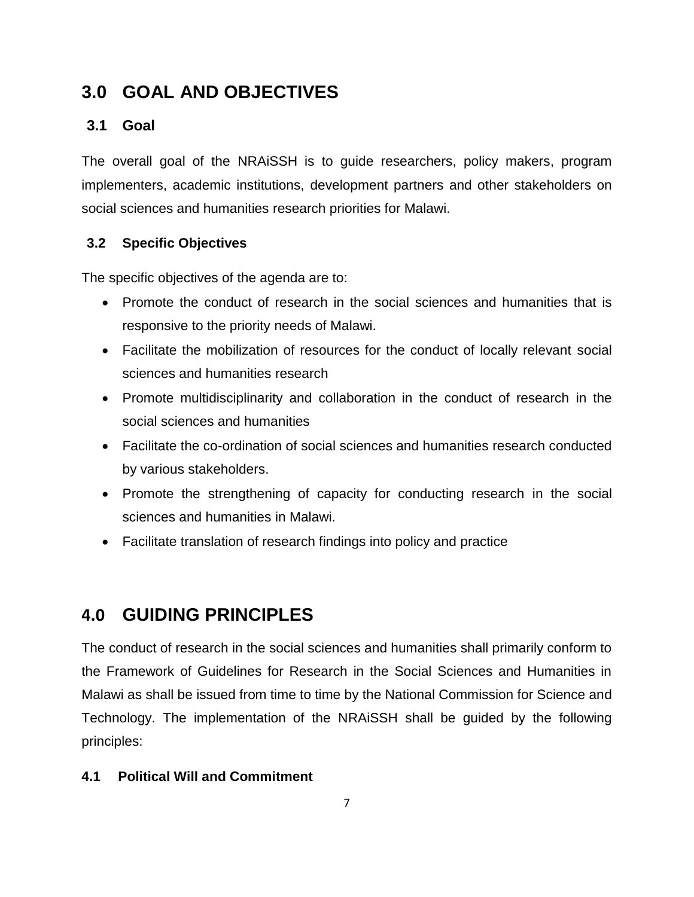# 3.0 GOAL AND OBJECTIVES

## 3.1 Goal

The overall goal of the NRAiSSH is to guide researchers, policy makers, program implementers, academic institutions, development partners and other stakeholders on social sciences and humanities research priorities for Malawi.

## 3.2 Specific Objectives

The specific objectives of the agenda are to:

- Promote the conduct of research in the social sciences and humanities that is responsive to the priority needs of Malawi.
- Facilitate the mobilization of resources for the conduct of locally relevant social sciences and humanities research
- Promote multidisciplinarity and collaboration in the conduct of research in the social sciences and humanities
- Facilitate the co-ordination of social sciences and humanities research conducted by various stakeholders.
- Promote the strengthening of capacity for conducting research in the social sciences and humanities in Malawi.
- Facilitate translation of research findings into policy and practice

# 4.0 GUIDING PRINCIPLES

The conduct of research in the social sciences and humanities shall primarily conform to the Framework of Guidelines for Research in the Social Sciences and Humanities in Malawi as shall be issued from time to time by the National Commission for Science and Technology. The implementation of the NRAiSSH shall be guided by the following principles:

## 4.1 Political Will and Commitment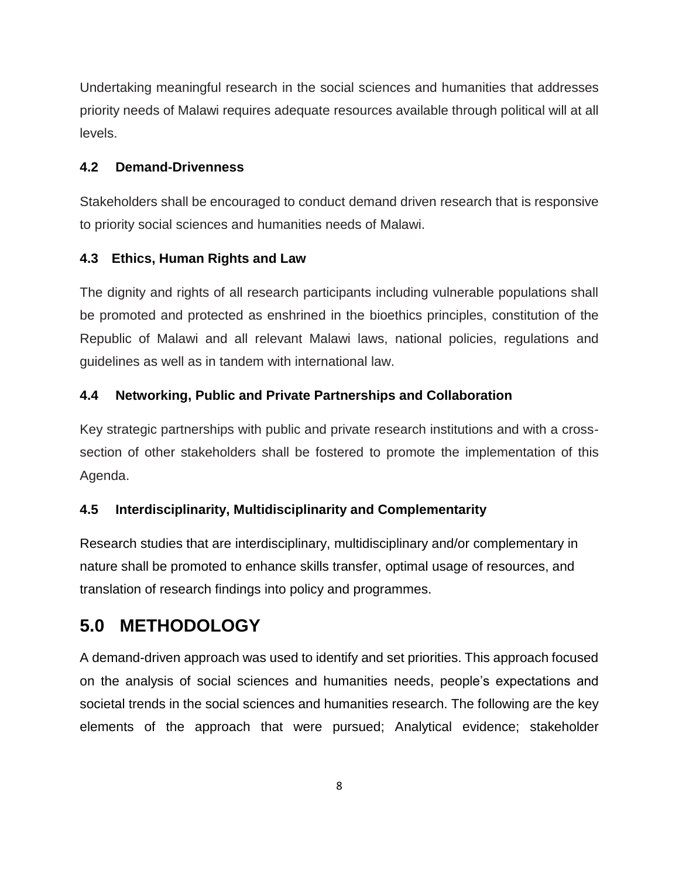Undertaking meaningful research in the social sciences and humanities that addresses priority needs of Malawi requires adequate resources available through political will at all levels.

### 4.2 Demand-Drivenness

Stakeholders shall be encouraged to conduct demand driven research that is responsive to priority social sciences and humanities needs of Malawi.

### 4.3 Ethics, Human Rights and Law

The dignity and rights of all research participants including vulnerable populations shall be promoted and protected as enshrined in the bioethics principles, constitution of the Republic of Malawi and all relevant Malawi laws, national policies, regulations and guidelines as well as in tandem with international law.

### 4.4 Networking, Public and Private Partnerships and Collaboration

Key strategic partnerships with public and private research institutions and with a cross-section of other stakeholders shall be fostered to promote the implementation of this Agenda.

### 4.5 Interdisciplinarity, Multidisciplinarity and Complementarity

Research studies that are interdisciplinary, multidisciplinary and/or complementary in nature shall be promoted to enhance skills transfer, optimal usage of resources, and translation of research findings into policy and programmes.

## 5.0 METHODOLOGY

A demand-driven approach was used to identify and set priorities. This approach focused on the analysis of social sciences and humanities needs, people's expectations and societal trends in the social sciences and humanities research. The following are the key elements of the approach that were pursued; Analytical evidence; stakeholder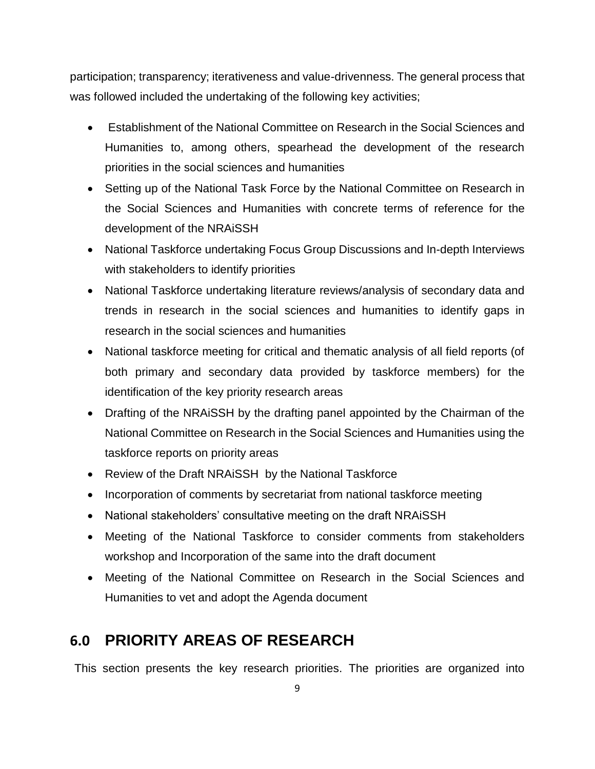participation; transparency; iterativeness and value-drivenness. The general process that was followed included the undertaking of the following key activities;

- Establishment of the National Committee on Research in the Social Sciences and Humanities to, among others, spearhead the development of the research priorities in the social sciences and humanities
- Setting up of the National Task Force by the National Committee on Research in the Social Sciences and Humanities with concrete terms of reference for the development of the NRAiSSH
- National Taskforce undertaking Focus Group Discussions and In-depth Interviews with stakeholders to identify priorities
- National Taskforce undertaking literature reviews/analysis of secondary data and trends in research in the social sciences and humanities to identify gaps in research in the social sciences and humanities
- National taskforce meeting for critical and thematic analysis of all field reports (of both primary and secondary data provided by taskforce members) for the identification of the key priority research areas
- Drafting of the NRAiSSH by the drafting panel appointed by the Chairman of the National Committee on Research in the Social Sciences and Humanities using the taskforce reports on priority areas
- Review of the Draft NRAiSSH by the National Taskforce
- Incorporation of comments by secretariat from national taskforce meeting
- National stakeholders' consultative meeting on the draft NRAiSSH
- Meeting of the National Taskforce to consider comments from stakeholders workshop and Incorporation of the same into the draft document
- Meeting of the National Committee on Research in the Social Sciences and Humanities to vet and adopt the Agenda document

## 6.0 PRIORITY AREAS OF RESEARCH

This section presents the key research priorities. The priorities are organized into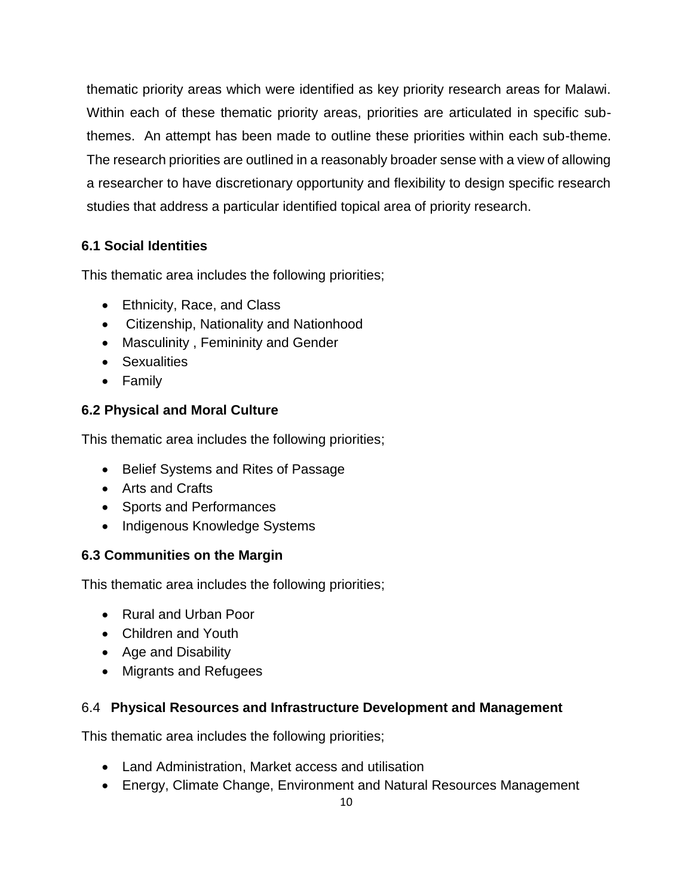thematic priority areas which were identified as key priority research areas for Malawi. Within each of these thematic priority areas, priorities are articulated in specific sub-themes. An attempt has been made to outline these priorities within each sub-theme. The research priorities are outlined in a reasonably broader sense with a view of allowing a researcher to have discretionary opportunity and flexibility to design specific research studies that address a particular identified topical area of priority research.

### 6.1 Social Identities

This thematic area includes the following priorities;

- Ethnicity, Race, and Class
- Citizenship, Nationality and Nationhood
- Masculinity , Femininity and Gender
- Sexualities
- Family

### 6.2 Physical and Moral Culture

This thematic area includes the following priorities;

- Belief Systems and Rites of Passage
- Arts and Crafts
- Sports and Performances
- Indigenous Knowledge Systems

### 6.3 Communities on the Margin

This thematic area includes the following priorities;

- Rural and Urban Poor
- Children and Youth
- Age and Disability
- Migrants and Refugees

### 6.4 Physical Resources and Infrastructure Development and Management

This thematic area includes the following priorities;

- Land Administration, Market access and utilisation
- Energy, Climate Change, Environment and Natural Resources Management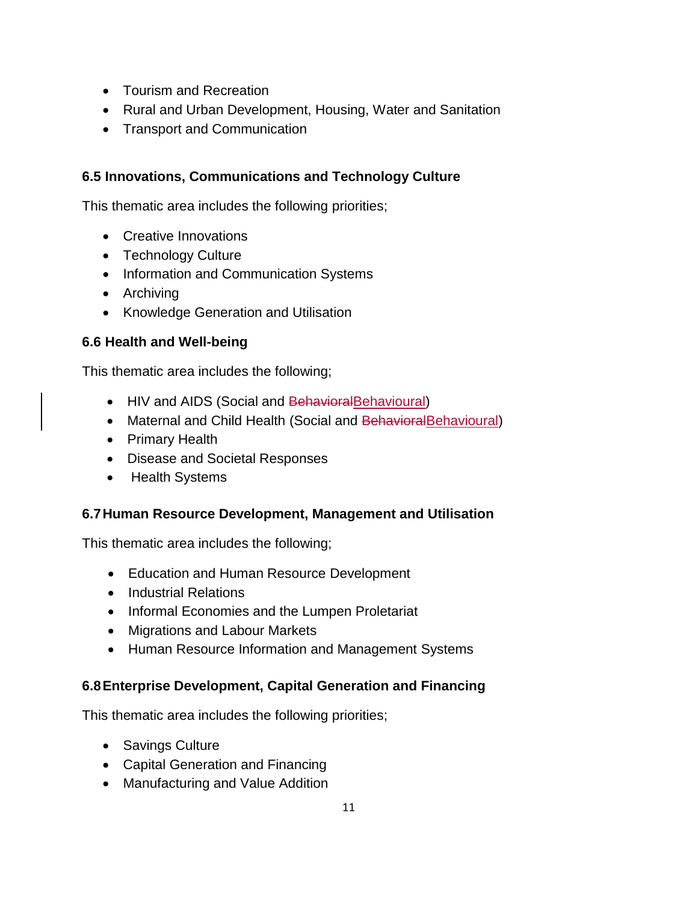- Tourism and Recreation
- Rural and Urban Development, Housing, Water and Sanitation
- Transport and Communication

### 6.5 Innovations, Communications and Technology Culture

This thematic area includes the following priorities;

- Creative Innovations
- Technology Culture
- Information and Communication Systems
- Archiving
- Knowledge Generation and Utilisation

### 6.6 Health and Well-being

This thematic area includes the following;

- HIV and AIDS (Social and ~~Behavioral~~Behavioural)
- Maternal and Child Health (Social and ~~Behavioral~~Behavioural)
- Primary Health
- Disease and Societal Responses
- Health Systems

### 6.7 Human Resource Development, Management and Utilisation

This thematic area includes the following;

- Education and Human Resource Development
- Industrial Relations
- Informal Economies and the Lumpen Proletariat
- Migrations and Labour Markets
- Human Resource Information and Management Systems

### 6.8 Enterprise Development, Capital Generation and Financing

This thematic area includes the following priorities;

- Savings Culture
- Capital Generation and Financing
- Manufacturing and Value Addition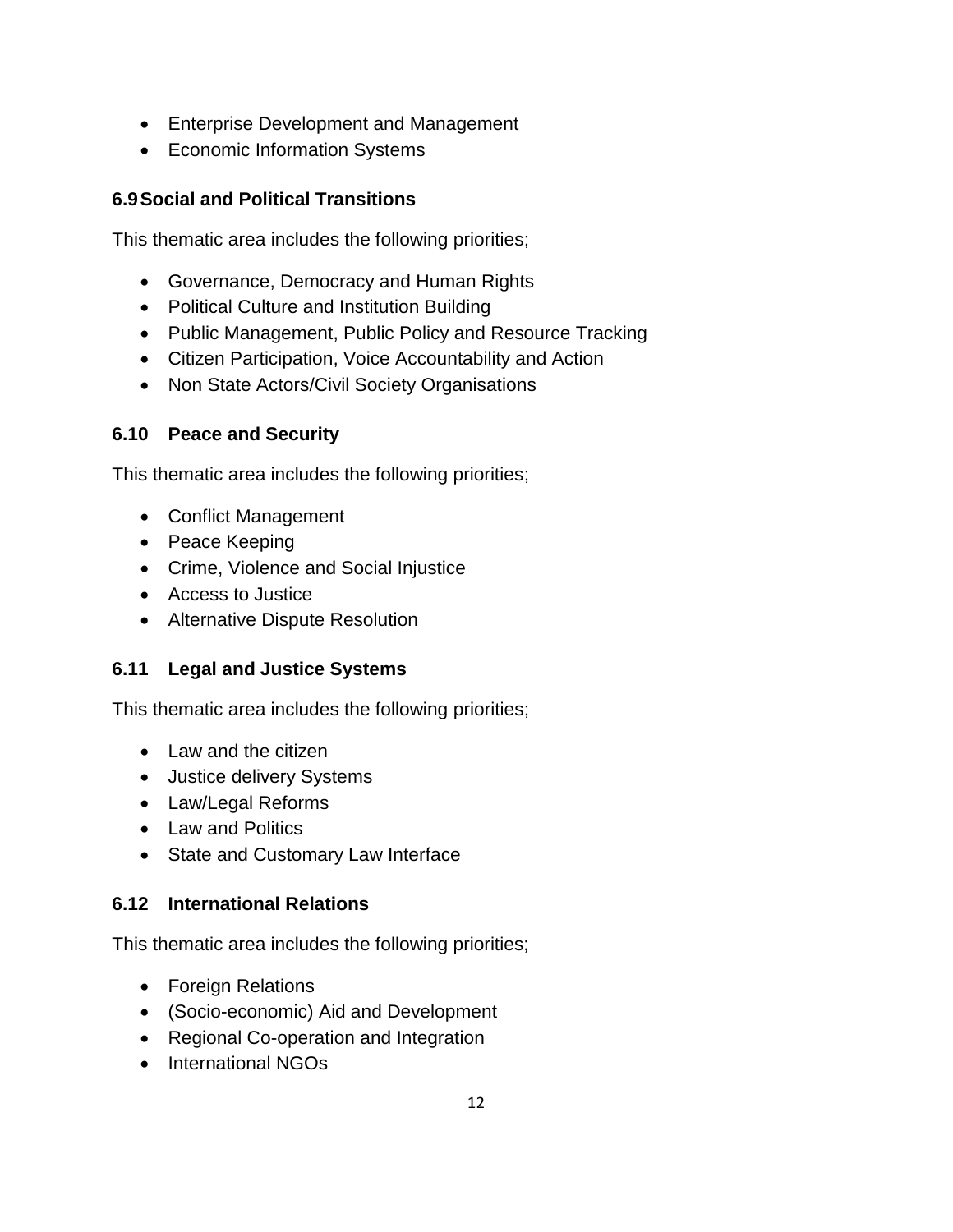- Enterprise Development and Management
- Economic Information Systems

### 6.9 Social and Political Transitions

This thematic area includes the following priorities;

- Governance, Democracy and Human Rights
- Political Culture and Institution Building
- Public Management, Public Policy and Resource Tracking
- Citizen Participation, Voice Accountability and Action
- Non State Actors/Civil Society Organisations

### 6.10 Peace and Security

This thematic area includes the following priorities;

- Conflict Management
- Peace Keeping
- Crime, Violence and Social Injustice
- Access to Justice
- Alternative Dispute Resolution

### 6.11 Legal and Justice Systems

This thematic area includes the following priorities;

- Law and the citizen
- Justice delivery Systems
- Law/Legal Reforms
- Law and Politics
- State and Customary Law Interface

### 6.12 International Relations

This thematic area includes the following priorities;

- Foreign Relations
- (Socio-economic) Aid and Development
- Regional Co-operation and Integration
- International NGOs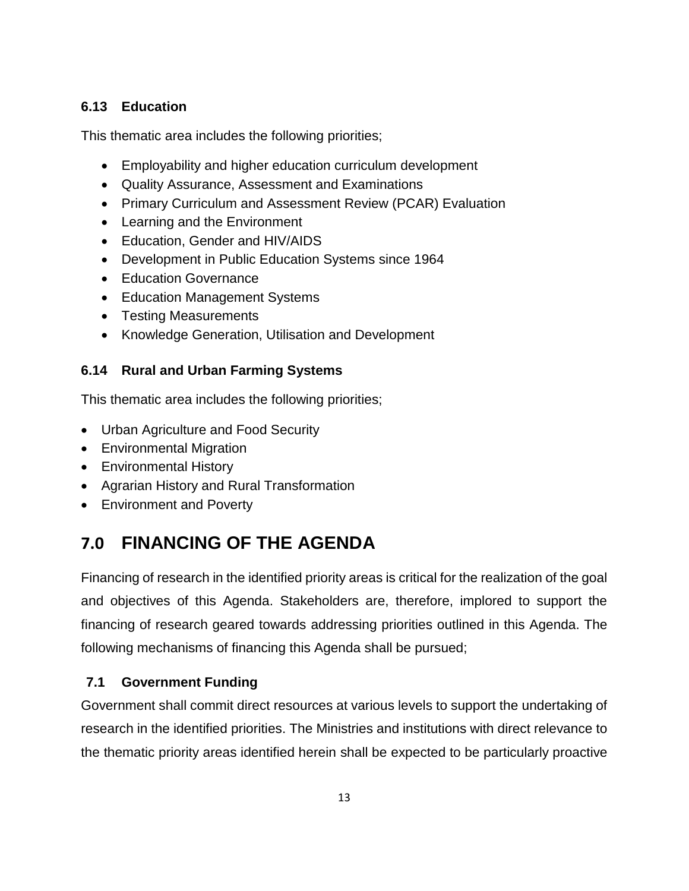### 6.13 Education

This thematic area includes the following priorities;

- Employability and higher education curriculum development
- Quality Assurance, Assessment and Examinations
- Primary Curriculum and Assessment Review (PCAR) Evaluation
- Learning and the Environment
- Education, Gender and HIV/AIDS
- Development in Public Education Systems since 1964
- Education Governance
- Education Management Systems
- Testing Measurements
- Knowledge Generation, Utilisation and Development

### 6.14 Rural and Urban Farming Systems

This thematic area includes the following priorities;

- Urban Agriculture and Food Security
- Environmental Migration
- Environmental History
- Agrarian History and Rural Transformation
- Environment and Poverty

## 7.0 FINANCING OF THE AGENDA

Financing of research in the identified priority areas is critical for the realization of the goal and objectives of this Agenda. Stakeholders are, therefore, implored to support the financing of research geared towards addressing priorities outlined in this Agenda. The following mechanisms of financing this Agenda shall be pursued;

### 7.1 Government Funding

Government shall commit direct resources at various levels to support the undertaking of research in the identified priorities. The Ministries and institutions with direct relevance to the thematic priority areas identified herein shall be expected to be particularly proactive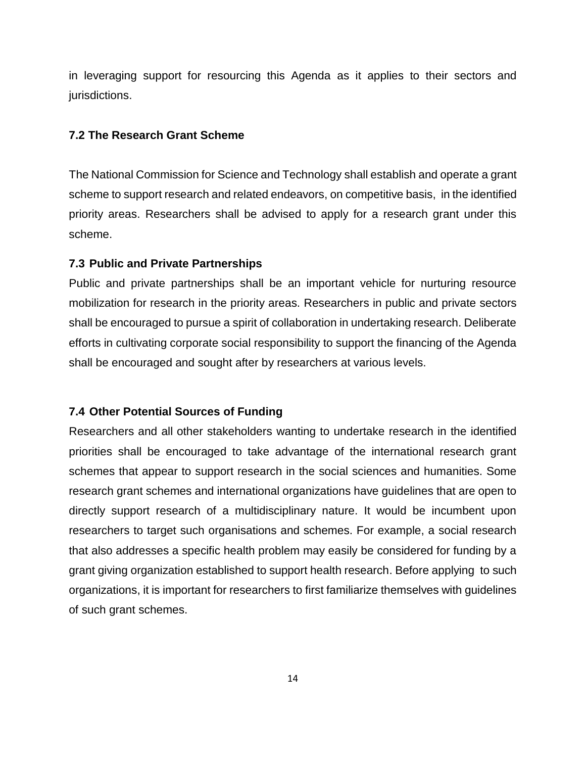in leveraging support for resourcing this Agenda as it applies to their sectors and jurisdictions.

### 7.2 The Research Grant Scheme

The National Commission for Science and Technology shall establish and operate a grant scheme to support research and related endeavors, on competitive basis, in the identified priority areas. Researchers shall be advised to apply for a research grant under this scheme.

### 7.3 Public and Private Partnerships

Public and private partnerships shall be an important vehicle for nurturing resource mobilization for research in the priority areas. Researchers in public and private sectors shall be encouraged to pursue a spirit of collaboration in undertaking research. Deliberate efforts in cultivating corporate social responsibility to support the financing of the Agenda shall be encouraged and sought after by researchers at various levels.

### 7.4 Other Potential Sources of Funding

Researchers and all other stakeholders wanting to undertake research in the identified priorities shall be encouraged to take advantage of the international research grant schemes that appear to support research in the social sciences and humanities. Some research grant schemes and international organizations have guidelines that are open to directly support research of a multidisciplinary nature. It would be incumbent upon researchers to target such organisations and schemes. For example, a social research that also addresses a specific health problem may easily be considered for funding by a grant giving organization established to support health research. Before applying to such organizations, it is important for researchers to first familiarize themselves with guidelines of such grant schemes.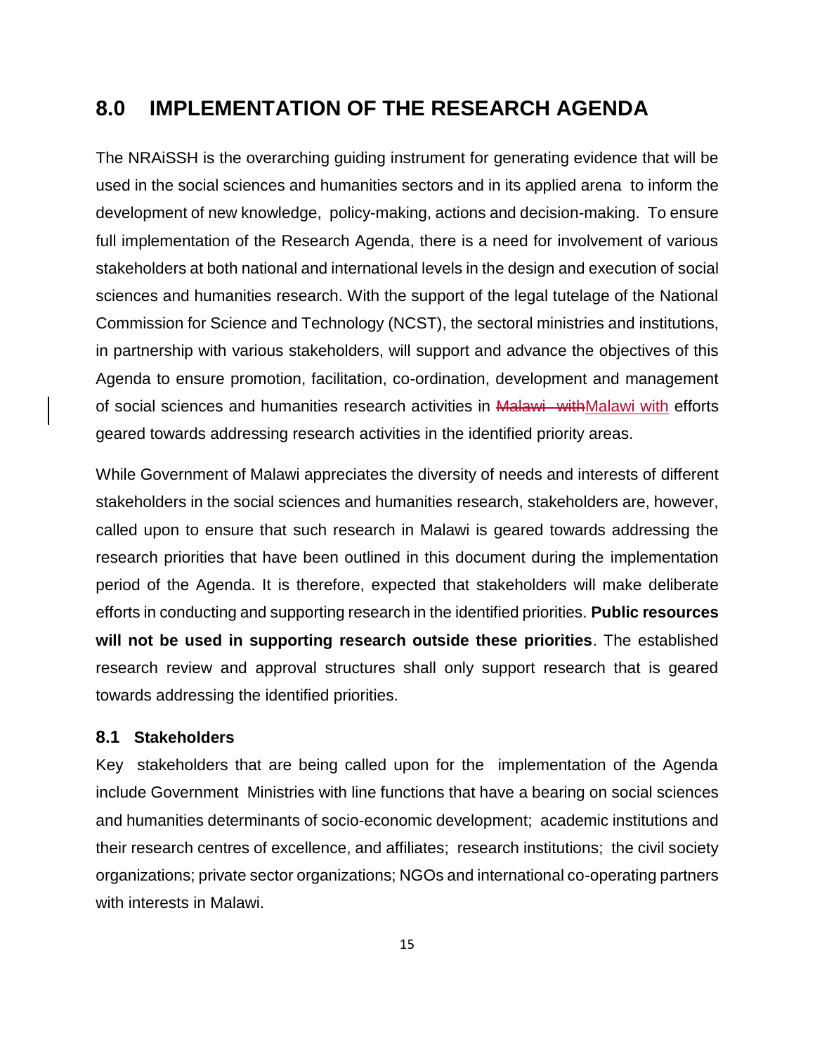## 8.0 IMPLEMENTATION OF THE RESEARCH AGENDA

The NRAiSSH is the overarching guiding instrument for generating evidence that will be used in the social sciences and humanities sectors and in its applied arena to inform the development of new knowledge, policy-making, actions and decision-making. To ensure full implementation of the Research Agenda, there is a need for involvement of various stakeholders at both national and international levels in the design and execution of social sciences and humanities research. With the support of the legal tutelage of the National Commission for Science and Technology (NCST), the sectoral ministries and institutions, in partnership with various stakeholders, will support and advance the objectives of this Agenda to ensure promotion, facilitation, co-ordination, development and management of social sciences and humanities research activities in Malawi with efforts geared towards addressing research activities in the identified priority areas.

While Government of Malawi appreciates the diversity of needs and interests of different stakeholders in the social sciences and humanities research, stakeholders are, however, called upon to ensure that such research in Malawi is geared towards addressing the research priorities that have been outlined in this document during the implementation period of the Agenda. It is therefore, expected that stakeholders will make deliberate efforts in conducting and supporting research in the identified priorities. **Public resources will not be used in supporting research outside these priorities**. The established research review and approval structures shall only support research that is geared towards addressing the identified priorities.

### 8.1 Stakeholders

Key stakeholders that are being called upon for the implementation of the Agenda include Government Ministries with line functions that have a bearing on social sciences and humanities determinants of socio-economic development; academic institutions and their research centres of excellence, and affiliates; research institutions; the civil society organizations; private sector organizations; NGOs and international co-operating partners with interests in Malawi.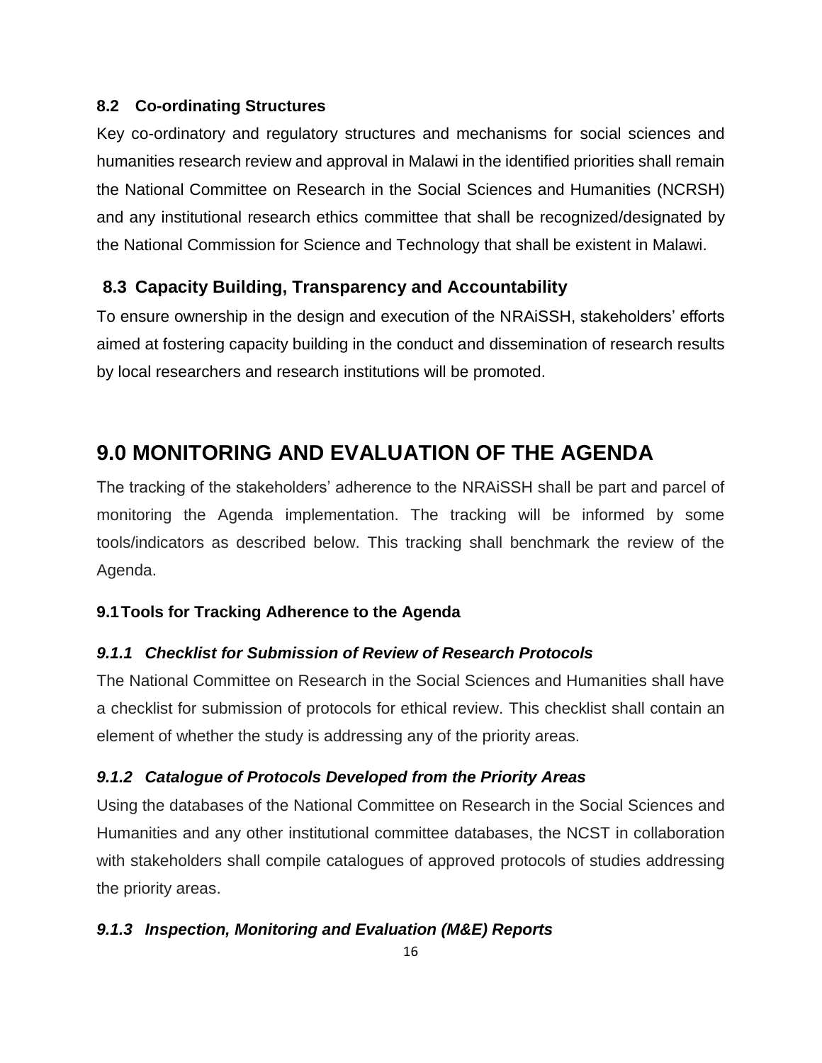### 8.2 Co-ordinating Structures

Key co-ordinatory and regulatory structures and mechanisms for social sciences and humanities research review and approval in Malawi in the identified priorities shall remain the National Committee on Research in the Social Sciences and Humanities (NCRSH) and any institutional research ethics committee that shall be recognized/designated by the National Commission for Science and Technology that shall be existent in Malawi.

### 8.3 Capacity Building, Transparency and Accountability

To ensure ownership in the design and execution of the NRAiSSH, stakeholders' efforts aimed at fostering capacity building in the conduct and dissemination of research results by local researchers and research institutions will be promoted.

## 9.0 MONITORING AND EVALUATION OF THE AGENDA

The tracking of the stakeholders' adherence to the NRAiSSH shall be part and parcel of monitoring the Agenda implementation. The tracking will be informed by some tools/indicators as described below. This tracking shall benchmark the review of the Agenda.

### 9.1 Tools for Tracking Adherence to the Agenda

#### *9.1.1 Checklist for Submission of Review of Research Protocols*

The National Committee on Research in the Social Sciences and Humanities shall have a checklist for submission of protocols for ethical review. This checklist shall contain an element of whether the study is addressing any of the priority areas.

#### *9.1.2 Catalogue of Protocols Developed from the Priority Areas*

Using the databases of the National Committee on Research in the Social Sciences and Humanities and any other institutional committee databases, the NCST in collaboration with stakeholders shall compile catalogues of approved protocols of studies addressing the priority areas.

#### *9.1.3 Inspection, Monitoring and Evaluation (M&E) Reports*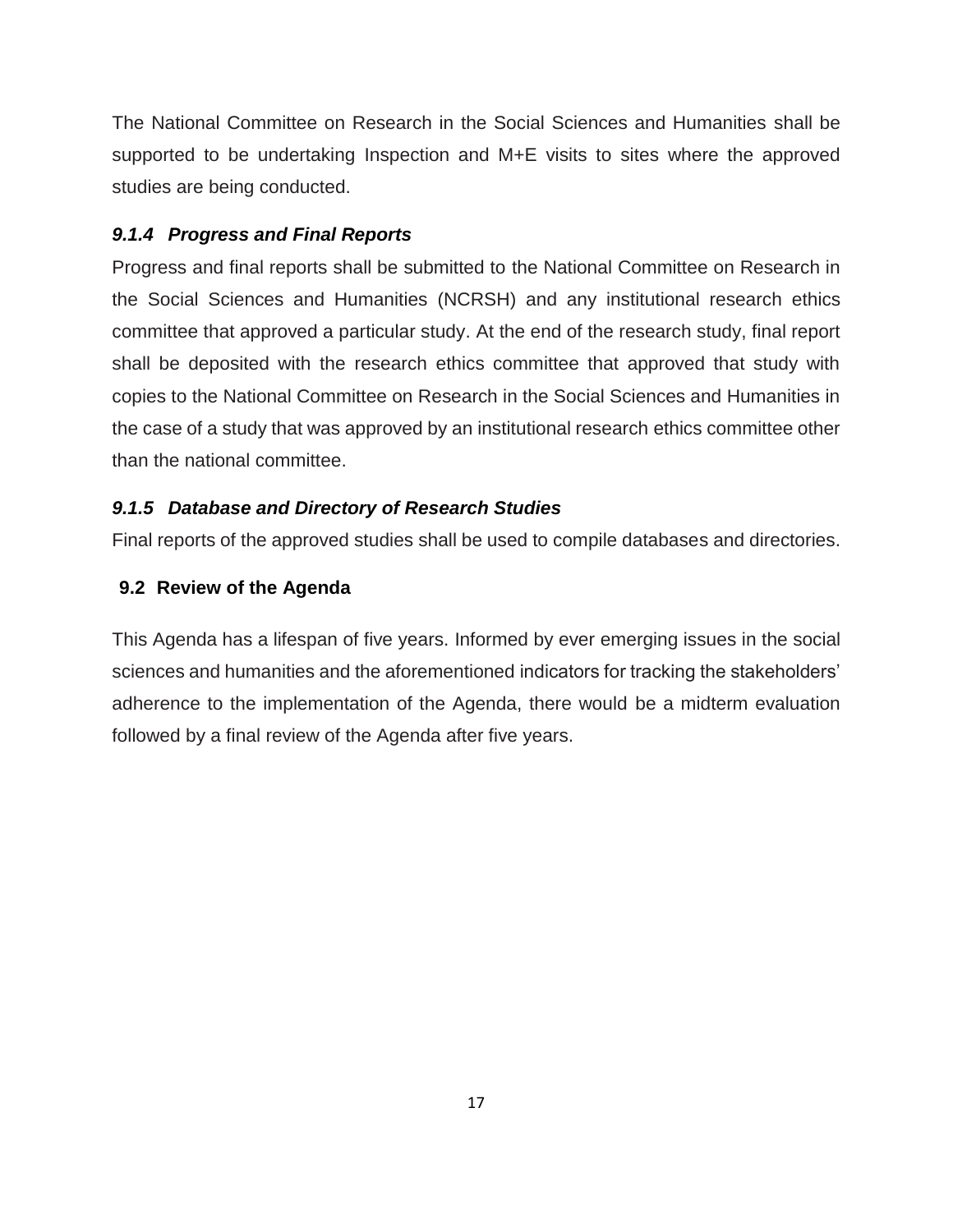The National Committee on Research in the Social Sciences and Humanities shall be supported to be undertaking Inspection and M+E visits to sites where the approved studies are being conducted.

#### *9.1.4 Progress and Final Reports*

Progress and final reports shall be submitted to the National Committee on Research in the Social Sciences and Humanities (NCRSH) and any institutional research ethics committee that approved a particular study. At the end of the research study, final report shall be deposited with the research ethics committee that approved that study with copies to the National Committee on Research in the Social Sciences and Humanities in the case of a study that was approved by an institutional research ethics committee other than the national committee.

#### *9.1.5 Database and Directory of Research Studies*

Final reports of the approved studies shall be used to compile databases and directories.

### 9.2 Review of the Agenda

This Agenda has a lifespan of five years. Informed by ever emerging issues in the social sciences and humanities and the aforementioned indicators for tracking the stakeholders' adherence to the implementation of the Agenda, there would be a midterm evaluation followed by a final review of the Agenda after five years.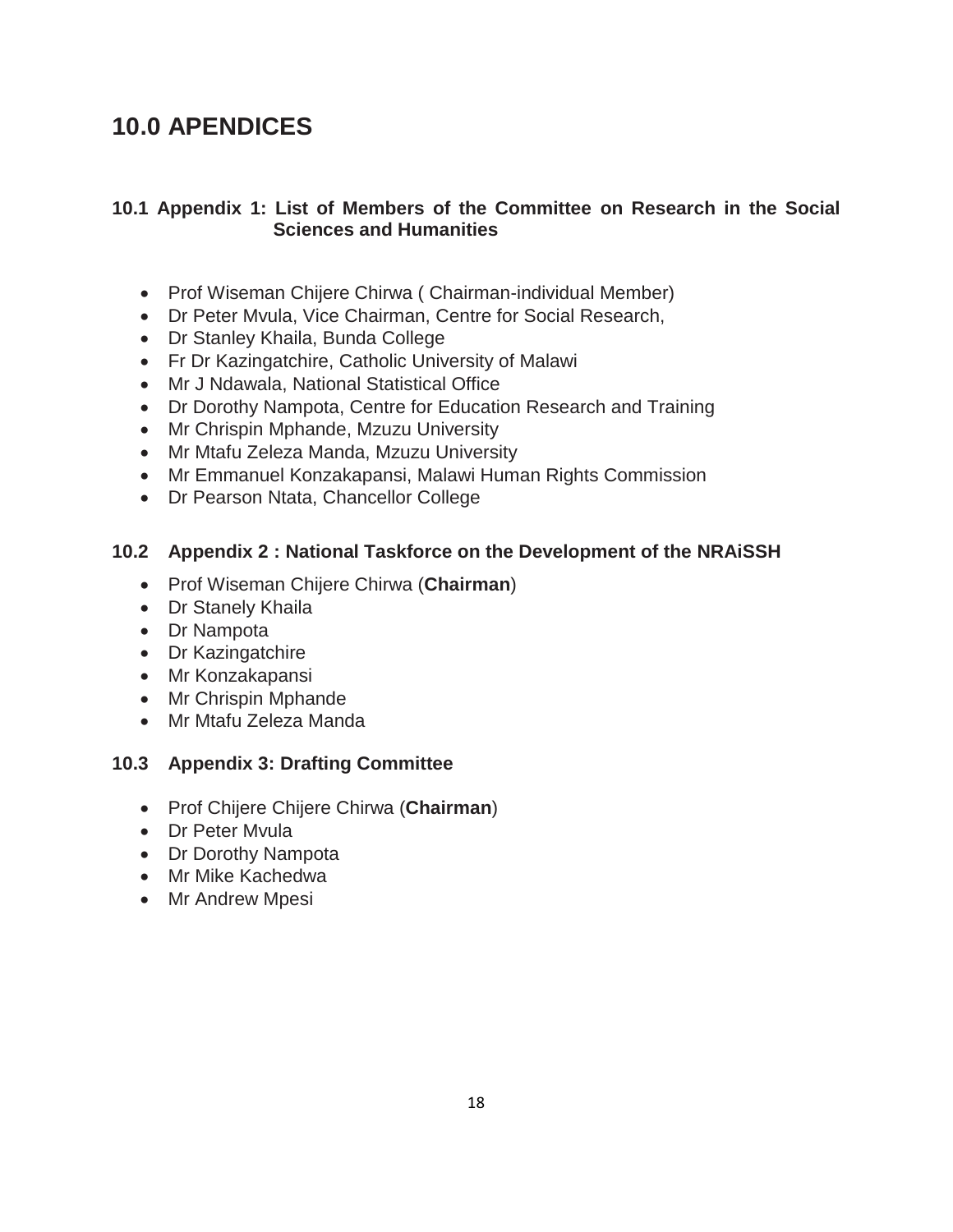# 10.0 APENDICES

### 10.1 Appendix 1: List of Members of the Committee on Research in the Social Sciences and Humanities

- Prof Wiseman Chijere Chirwa ( Chairman-individual Member)
- Dr Peter Mvula, Vice Chairman, Centre for Social Research,
- Dr Stanley Khaila, Bunda College
- Fr Dr Kazingatchire, Catholic University of Malawi
- Mr J Ndawala, National Statistical Office
- Dr Dorothy Nampota, Centre for Education Research and Training
- Mr Chrispin Mphande, Mzuzu University
- Mr Mtafu Zeleza Manda, Mzuzu University
- Mr Emmanuel Konzakapansi, Malawi Human Rights Commission
- Dr Pearson Ntata, Chancellor College

### 10.2 Appendix 2 : National Taskforce on the Development of the NRAiSSH

- Prof Wiseman Chijere Chirwa (**Chairman**)
- Dr Stanely Khaila
- Dr Nampota
- Dr Kazingatchire
- Mr Konzakapansi
- Mr Chrispin Mphande
- Mr Mtafu Zeleza Manda

### 10.3 Appendix 3: Drafting Committee

- Prof Chijere Chijere Chirwa (**Chairman**)
- Dr Peter Mvula
- Dr Dorothy Nampota
- Mr Mike Kachedwa
- Mr Andrew Mpesi